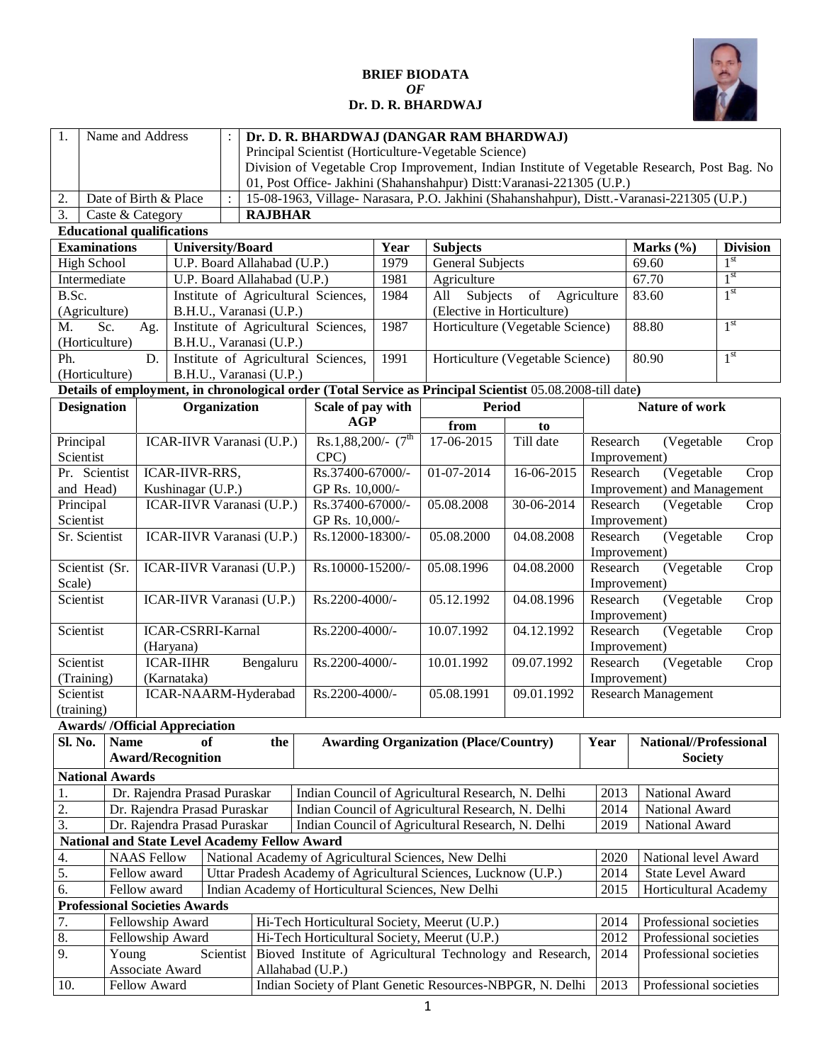# BRIEF BIODATA
*OF*
# Dr. D. R. BHARDWAJ

| 1. | Name and Address | : | **Dr. D. R. BHARDWAJ (DANGAR RAM BHARDWAJ)** Principal Scientist (Horticulture-Vegetable Science) Division of Vegetable Crop Improvement, Indian Institute of Vegetable Research, Post Bag. No 01, Post Office- Jakhini (Shahanshahpur) Distt:Varanasi-221305 (U.P.) |
|---|---|---|---|
| 2. | Date of Birth & Place | : | 15-08-1963, Village- Narasara, P.O. Jakhini (Shahanshahpur), Distt.-Varanasi-221305 (U.P.) |
| 3. | Caste & Category | | **RAJBHAR** |

**Educational qualifications**

| Examinations | University/Board | Year | Subjects | Marks (%) | Division |
|---|---|---|---|---|---|
| High School | U.P. Board Allahabad (U.P.) | 1979 | General Subjects | 69.60 | 1st |
| Intermediate | U.P. Board Allahabad (U.P.) | 1981 | Agriculture | 67.70 | 1st |
| B.Sc. (Agriculture) | Institute of Agricultural Sciences, B.H.U., Varanasi (U.P.) | 1984 | All Subjects of Agriculture (Elective in Horticulture) | 83.60 | 1st |
| M. Sc. Ag. (Horticulture) | Institute of Agricultural Sciences, B.H.U., Varanasi (U.P.) | 1987 | Horticulture (Vegetable Science) | 88.80 | 1st |
| Ph. D. (Horticulture) | Institute of Agricultural Sciences, B.H.U., Varanasi (U.P.) | 1991 | Horticulture (Vegetable Science) | 80.90 | 1st |

**Details of employment, in chronological order (Total Service as Principal Scientist 05.08.2008-till date)**

| Designation | Organization | Scale of pay with AGP | Period | | Nature of work |
|---|---|---|---|---|---|
| | | | from | to | |
| Principal Scientist | ICAR-IIVR Varanasi (U.P.) | Rs.1,88,200/- (7th CPC) | 17-06-2015 | Till date | Research (Vegetable Crop Improvement) |
| Pr. Scientist and Head) | ICAR-IIVR-RRS, Kushinagar (U.P.) | Rs.37400-67000/- GP Rs. 10,000/- | 01-07-2014 | 16-06-2015 | Research (Vegetable Crop Improvement) and Management |
| Principal Scientist | ICAR-IIVR Varanasi (U.P.) | Rs.37400-67000/- GP Rs. 10,000/- | 05.08.2008 | 30-06-2014 | Research (Vegetable Crop Improvement) |
| Sr. Scientist | ICAR-IIVR Varanasi (U.P.) | Rs.12000-18300/- | 05.08.2000 | 04.08.2008 | Research (Vegetable Crop Improvement) |
| Scientist (Sr. Scale) | ICAR-IIVR Varanasi (U.P.) | Rs.10000-15200/- | 05.08.1996 | 04.08.2000 | Research (Vegetable Crop Improvement) |
| Scientist | ICAR-IIVR Varanasi (U.P.) | Rs.2200-4000/- | 05.12.1992 | 04.08.1996 | Research (Vegetable Crop Improvement) |
| Scientist | ICAR-CSRRI-Karnal (Haryana) | Rs.2200-4000/- | 10.07.1992 | 04.12.1992 | Research (Vegetable Crop Improvement) |
| Scientist (Training) | ICAR-IIHR Bengaluru (Karnataka) | Rs.2200-4000/- | 10.01.1992 | 09.07.1992 | Research (Vegetable Crop Improvement) |
| Scientist (training) | ICAR-NAARM-Hyderabad | Rs.2200-4000/- | 05.08.1991 | 09.01.1992 | Research Management |

**Awards/ /Official Appreciation**

| Sl. No. | Name of the Award/Recognition | Awarding Organization (Place/Country) | Year | National//Professional Society |
|---|---|---|---|---|
| **National Awards** | | | | |
| 1. | Dr. Rajendra Prasad Puraskar | Indian Council of Agricultural Research, N. Delhi | 2013 | National Award |
| 2. | Dr. Rajendra Prasad Puraskar | Indian Council of Agricultural Research, N. Delhi | 2014 | National Award |
| 3. | Dr. Rajendra Prasad Puraskar | Indian Council of Agricultural Research, N. Delhi | 2019 | National Award |
| **National and State Level Academy Fellow Award** | | | | |
| 4. | NAAS Fellow | National Academy of Agricultural Sciences, New Delhi | 2020 | National level Award |
| 5. | Fellow award | Uttar Pradesh Academy of Agricultural Sciences, Lucknow (U.P.) | 2014 | State Level Award |
| 6. | Fellow award | Indian Academy of Horticultural Sciences, New Delhi | 2015 | Horticultural Academy |
| **Professional Societies Awards** | | | | |
| 7. | Fellowship Award | Hi-Tech Horticultural Society, Meerut (U.P.) | 2014 | Professional societies |
| 8. | Fellowship Award | Hi-Tech Horticultural Society, Meerut (U.P.) | 2012 | Professional societies |
| 9. | Young Scientist Associate Award | Bioved Institute of Agricultural Technology and Research, Allahabad (U.P.) | 2014 | Professional societies |
| 10. | Fellow Award | Indian Society of Plant Genetic Resources-NBPGR, N. Delhi | 2013 | Professional societies |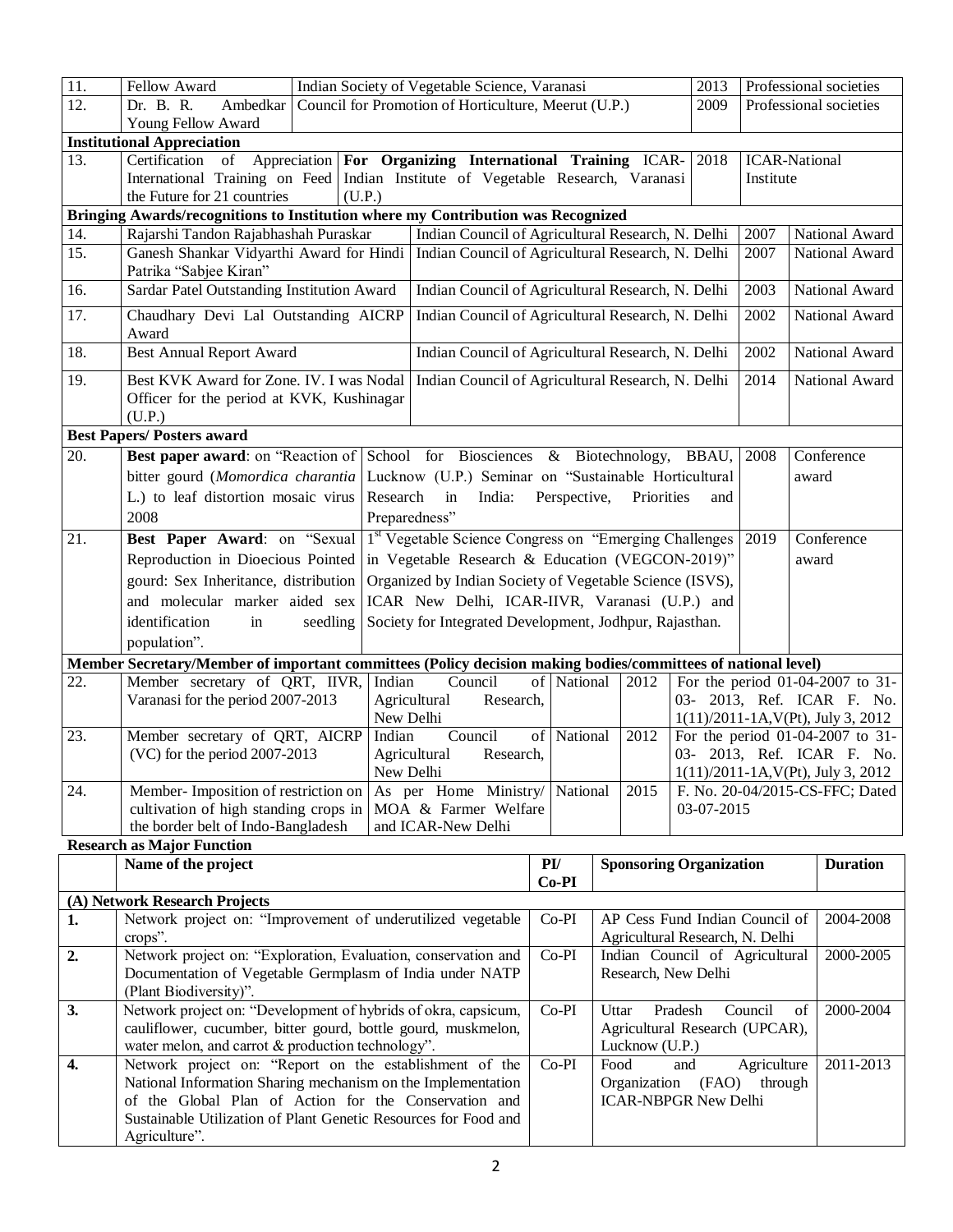| | | | | |
|---|---|---|---|---|
| 11. | Fellow Award | Indian Society of Vegetable Science, Varanasi | 2013 | Professional societies |
| 12. | Dr. B. R. Ambedkar Young Fellow Award | Council for Promotion of Horticulture, Meerut (U.P.) | 2009 | Professional societies |
| **Institutional Appreciation** | | | | |
| 13. | Certification of Appreciation International Training on Feed the Future for 21 countries | **For Organizing International Training** ICAR-Indian Institute of Vegetable Research, Varanasi (U.P.) | 2018 | ICAR-National Institute |
| **Bringing Awards/recognitions to Institution where my Contribution was Recognized** | | | | |
| 14. | Rajarshi Tandon Rajabhashah Puraskar | Indian Council of Agricultural Research, N. Delhi | 2007 | National Award |
| 15. | Ganesh Shankar Vidyarthi Award for Hindi Patrika "Sabjee Kiran" | Indian Council of Agricultural Research, N. Delhi | 2007 | National Award |
| 16. | Sardar Patel Outstanding Institution Award | Indian Council of Agricultural Research, N. Delhi | 2003 | National Award |
| 17. | Chaudhary Devi Lal Outstanding AICRP Award | Indian Council of Agricultural Research, N. Delhi | 2002 | National Award |
| 18. | Best Annual Report Award | Indian Council of Agricultural Research, N. Delhi | 2002 | National Award |
| 19. | Best KVK Award for Zone. IV. I was Nodal Officer for the period at KVK, Kushinagar (U.P.) | Indian Council of Agricultural Research, N. Delhi | 2014 | National Award |
| **Best Papers/ Posters award** | | | | |
| 20. | **Best paper award**: on "Reaction of bitter gourd (*Momordica charantia* L.) to leaf distortion mosaic virus 2008 | School for Biosciences & Biotechnology, BBAU, Lucknow (U.P.) Seminar on "Sustainable Horticultural Research in India: Perspective, Priorities and Preparedness" | 2008 | Conference award |
| 21. | **Best Paper Award**: on "Sexual Reproduction in Dioecious Pointed gourd: Sex Inheritance, distribution and molecular marker aided sex identification in seedling population". | 1st Vegetable Science Congress on "Emerging Challenges in Vegetable Research & Education (VEGCON-2019)" Organized by Indian Society of Vegetable Science (ISVS), ICAR New Delhi, ICAR-IIVR, Varanasi (U.P.) and Society for Integrated Development, Jodhpur, Rajasthan. | 2019 | Conference award |

**Member Secretary/Member of important committees (Policy decision making bodies/committees of national level)**

| | | | | | |
|---|---|---|---|---|---|
| 22. | Member secretary of QRT, IIVR, Varanasi for the period 2007-2013 | Indian Council of Agricultural Research, New Delhi | National | 2012 | For the period 01-04-2007 to 31-03- 2013, Ref. ICAR F. No. 1(11)/2011-1A,V(Pt), July 3, 2012 |
| 23. | Member secretary of QRT, AICRP (VC) for the period 2007-2013 | Indian Council of Agricultural Research, New Delhi | National | 2012 | For the period 01-04-2007 to 31-03- 2013, Ref. ICAR F. No. 1(11)/2011-1A,V(Pt), July 3, 2012 |
| 24. | Member- Imposition of restriction on cultivation of high standing crops in the border belt of Indo-Bangladesh | As per Home Ministry/ MOA & Farmer Welfare and ICAR-New Delhi | National | 2015 | F. No. 20-04/2015-CS-FFC; Dated 03-07-2015 |

**Research as Major Function**

| | Name of the project | PI/ Co-PI | Sponsoring Organization | Duration |
|---|---|---|---|---|
| **(A) Network Research Projects** | | | | |
| **1.** | Network project on: "Improvement of underutilized vegetable crops". | Co-PI | AP Cess Fund Indian Council of Agricultural Research, N. Delhi | 2004-2008 |
| **2.** | Network project on: "Exploration, Evaluation, conservation and Documentation of Vegetable Germplasm of India under NATP (Plant Biodiversity)". | Co-PI | Indian Council of Agricultural Research, New Delhi | 2000-2005 |
| **3.** | Network project on: "Development of hybrids of okra, capsicum, cauliflower, cucumber, bitter gourd, bottle gourd, muskmelon, water melon, and carrot & production technology". | Co-PI | Uttar Pradesh Council of Agricultural Research (UPCAR), Lucknow (U.P.) | 2000-2004 |
| **4.** | Network project on: "Report on the establishment of the National Information Sharing mechanism on the Implementation of the Global Plan of Action for the Conservation and Sustainable Utilization of Plant Genetic Resources for Food and Agriculture". | Co-PI | Food and Agriculture Organization (FAO) through ICAR-NBPGR New Delhi | 2011-2013 |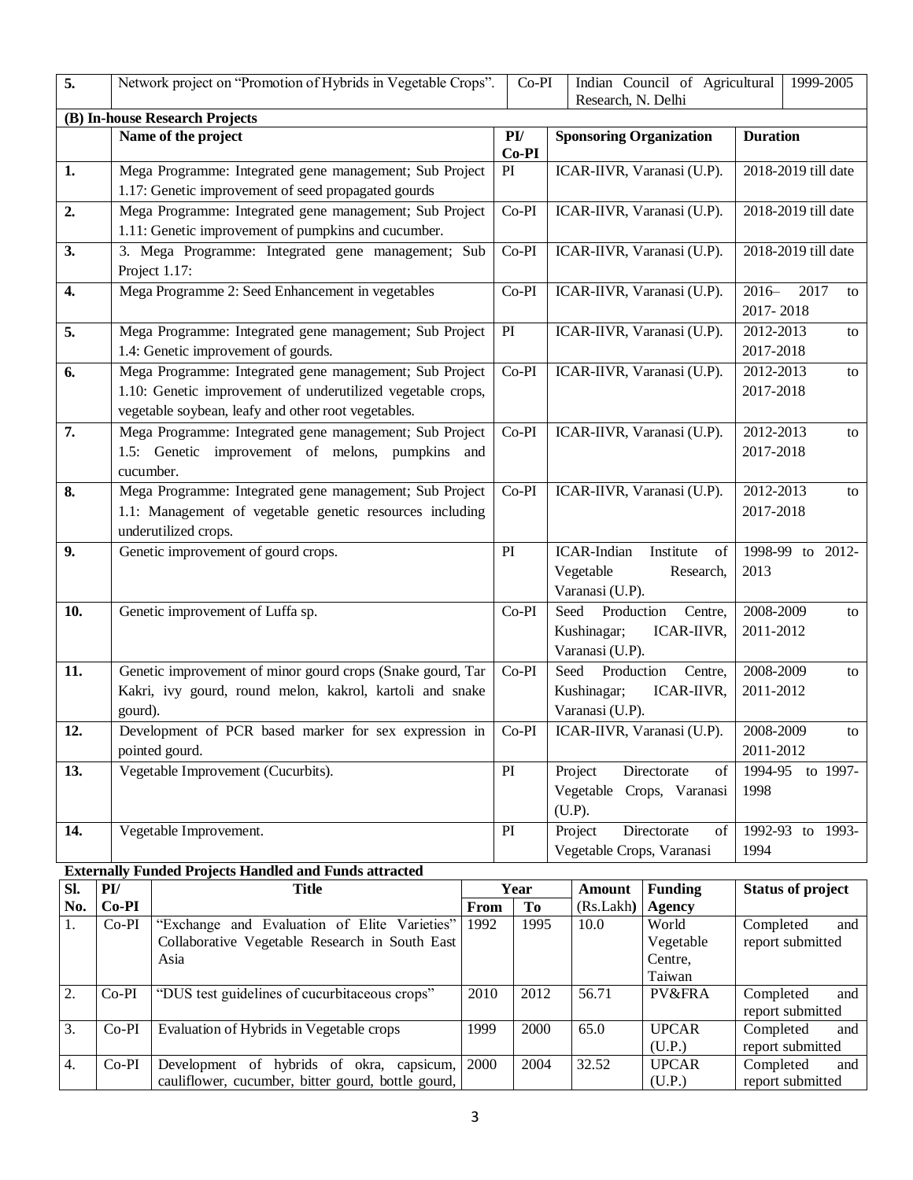| 5. | Network project on "Promotion of Hybrids in Vegetable Crops". | Co-PI | Indian Council of Agricultural Research, N. Delhi | 1999-2005 |
|---|---|---|---|---|

**(B) In-house Research Projects**

| | Name of the project | PI/ Co-PI | Sponsoring Organization | Duration |
|---|---|---|---|---|
| **1.** | Mega Programme: Integrated gene management; Sub Project 1.17: Genetic improvement of seed propagated gourds | PI | ICAR-IIVR, Varanasi (U.P). | 2018-2019 till date |
| **2.** | Mega Programme: Integrated gene management; Sub Project 1.11: Genetic improvement of pumpkins and cucumber. | Co-PI | ICAR-IIVR, Varanasi (U.P). | 2018-2019 till date |
| **3.** | 3. Mega Programme: Integrated gene management; Sub Project 1.17: | Co-PI | ICAR-IIVR, Varanasi (U.P). | 2018-2019 till date |
| **4.** | Mega Programme 2: Seed Enhancement in vegetables | Co-PI | ICAR-IIVR, Varanasi (U.P). | 2016– 2017 to 2017- 2018 |
| **5.** | Mega Programme: Integrated gene management; Sub Project 1.4: Genetic improvement of gourds. | PI | ICAR-IIVR, Varanasi (U.P). | 2012-2013 to 2017-2018 |
| **6.** | Mega Programme: Integrated gene management; Sub Project 1.10: Genetic improvement of underutilized vegetable crops, vegetable soybean, leafy and other root vegetables. | Co-PI | ICAR-IIVR, Varanasi (U.P). | 2012-2013 to 2017-2018 |
| **7.** | Mega Programme: Integrated gene management; Sub Project 1.5: Genetic improvement of melons, pumpkins and cucumber. | Co-PI | ICAR-IIVR, Varanasi (U.P). | 2012-2013 to 2017-2018 |
| **8.** | Mega Programme: Integrated gene management; Sub Project 1.1: Management of vegetable genetic resources including underutilized crops. | Co-PI | ICAR-IIVR, Varanasi (U.P). | 2012-2013 to 2017-2018 |
| **9.** | Genetic improvement of gourd crops. | PI | ICAR-Indian Institute of Vegetable Research, Varanasi (U.P). | 1998-99 to 2012-2013 |
| **10.** | Genetic improvement of Luffa sp. | Co-PI | Seed Production Centre, Kushinagar; ICAR-IIVR, Varanasi (U.P). | 2008-2009 to 2011-2012 |
| **11.** | Genetic improvement of minor gourd crops (Snake gourd, Tar Kakri, ivy gourd, round melon, kakrol, kartoli and snake gourd). | Co-PI | Seed Production Centre, Kushinagar; ICAR-IIVR, Varanasi (U.P). | 2008-2009 to 2011-2012 |
| **12.** | Development of PCR based marker for sex expression in pointed gourd. | Co-PI | ICAR-IIVR, Varanasi (U.P). | 2008-2009 to 2011-2012 |
| **13.** | Vegetable Improvement (Cucurbits). | PI | Project Directorate of Vegetable Crops, Varanasi (U.P). | 1994-95 to 1997-1998 |
| **14.** | Vegetable Improvement. | PI | Project Directorate of Vegetable Crops, Varanasi | 1992-93 to 1993-1994 |

**Externally Funded Projects Handled and Funds attracted**

| Sl. No. | PI/ Co-PI | Title | Year | | Amount (Rs.Lakh) | Funding Agency | Status of project |
|---|---|---|---|---|---|---|---|
| | | | From | To | | | |
| 1. | Co-PI | "Exchange and Evaluation of Elite Varieties" Collaborative Vegetable Research in South East Asia | 1992 | 1995 | 10.0 | World Vegetable Centre, Taiwan | Completed and report submitted |
| 2. | Co-PI | "DUS test guidelines of cucurbitaceous crops" | 2010 | 2012 | 56.71 | PV&FRA | Completed and report submitted |
| 3. | Co-PI | Evaluation of Hybrids in Vegetable crops | 1999 | 2000 | 65.0 | UPCAR (U.P.) | Completed and report submitted |
| 4. | Co-PI | Development of hybrids of okra, capsicum, cauliflower, cucumber, bitter gourd, bottle gourd, | 2000 | 2004 | 32.52 | UPCAR (U.P.) | Completed and report submitted |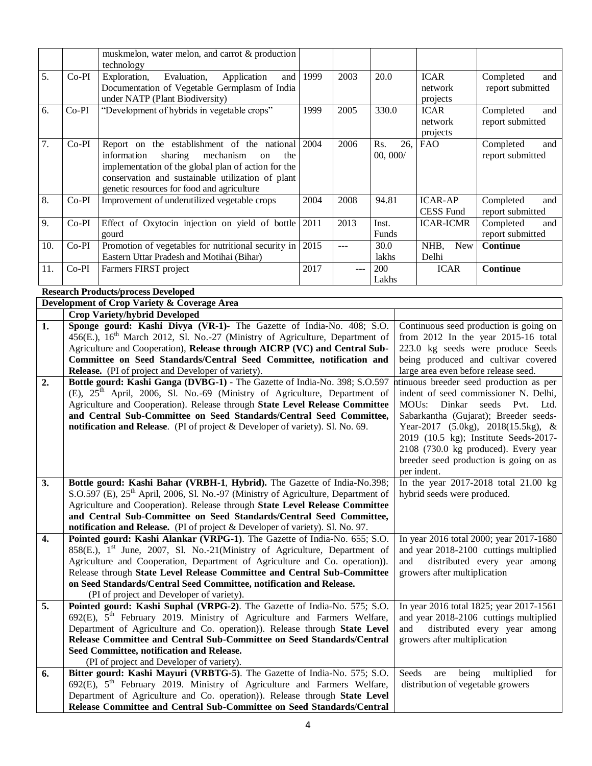| | | | | | | | |
|---|---|---|---|---|---|---|---|
| | | muskmelon, water melon, and carrot & production technology | | | | | |
| 5. | Co-PI | Exploration, Evaluation, Application and Documentation of Vegetable Germplasm of India under NATP (Plant Biodiversity) | 1999 | 2003 | 20.0 | ICAR network projects | Completed and report submitted |
| 6. | Co-PI | "Development of hybrids in vegetable crops" | 1999 | 2005 | 330.0 | ICAR network projects | Completed and report submitted |
| 7. | Co-PI | Report on the establishment of the national information sharing mechanism on the implementation of the global plan of action for the conservation and sustainable utilization of plant genetic resources for food and agriculture | 2004 | 2006 | Rs. 26, 00, 000/ | FAO | Completed and report submitted |
| 8. | Co-PI | Improvement of underutilized vegetable crops | 2004 | 2008 | 94.81 | ICAR-AP CESS Fund | Completed and report submitted |
| 9. | Co-PI | Effect of Oxytocin injection on yield of bottle gourd | 2011 | 2013 | Inst. Funds | ICAR-ICMR | Completed and report submitted |
| 10. | Co-PI | Promotion of vegetables for nutritional security in Eastern Uttar Pradesh and Motihai (Bihar) | 2015 | --- | 30.0 lakhs | NHB, New Delhi | **Continue** |
| 11. | Co-PI | Farmers FIRST project | 2017 | --- | 200 Lakhs | ICAR | **Continue** |

**Research Products/process Developed**

| **Development of Crop Variety & Coverage Area** | | |
|---|---|---|
| | **Crop Variety/hybrid Developed** | |
| **1.** | **Sponge gourd: Kashi Divya (VR-1)**- The Gazette of India-No. 408; S.O. 456(E.), 16th March 2012, Sl. No.-27 (Ministry of Agriculture, Department of Agriculture and Cooperation), **Release through AICRP (VC) and Central Sub-Committee on Seed Standards/Central Seed Committee, notification and Release.** (PI of project and Developer of variety). | Continuous seed production is going on from 2012 In the year 2015-16 total 223.0 kg seeds were produce Seeds being produced and cultivar covered large area even before release seed. |
| **2.** | **Bottle gourd: Kashi Ganga (DVBG-1)** - The Gazette of India-No. 398; S.O.597 (E), 25th April, 2006, Sl. No.-69 (Ministry of Agriculture, Department of Agriculture and Cooperation). Release through **State Level Release Committee and Central Sub-Committee on Seed Standards/Central Seed Committee, notification and Release**. (PI of project & Developer of variety). Sl. No. 69. | ntinuous breeder seed production as per indent of seed commissioner N. Delhi, MOUs: Dinkar seeds Pvt. Ltd. Sabarkantha (Gujarat); Breeder seeds-Year-2017 (5.0kg), 2018(15.5kg), & 2019 (10.5 kg); Institute Seeds-2017-2108 (730.0 kg produced). Every year breeder seed production is going on as per indent. |
| **3.** | **Bottle gourd: Kashi Bahar (VRBH-1, Hybrid).** The Gazette of India-No.398; S.O.597 (E), 25th April, 2006, Sl. No.-97 (Ministry of Agriculture, Department of Agriculture and Cooperation). Release through **State Level Release Committee and Central Sub-Committee on Seed Standards/Central Seed Committee, notification and Release.** (PI of project & Developer of variety). Sl. No. 97. | In the year 2017-2018 total 21.00 kg hybrid seeds were produced. |
| **4.** | **Pointed gourd: Kashi Alankar (VRPG-1)**. The Gazette of India-No. 655; S.O. 858(E.), 1st June, 2007, Sl. No.-21(Ministry of Agriculture, Department of Agriculture and Cooperation, Department of Agriculture and Co. operation)). Release through **State Level Release Committee and Central Sub-Committee on Seed Standards/Central Seed Committee, notification and Release.** (PI of project and Developer of variety). | In year 2016 total 2000; year 2017-1680 and year 2018-2100 cuttings multiplied and distributed every year among growers after multiplication |
| **5.** | **Pointed gourd: Kashi Suphal (VRPG-2)**. The Gazette of India-No. 575; S.O. 692(E), 5th February 2019. Ministry of Agriculture and Farmers Welfare, Department of Agriculture and Co. operation)). Release through **State Level Release Committee and Central Sub-Committee on Seed Standards/Central Seed Committee, notification and Release.** (PI of project and Developer of variety). | In year 2016 total 1825; year 2017-1561 and year 2018-2106 cuttings multiplied and distributed every year among growers after multiplication |
| **6.** | **Bitter gourd: Kashi Mayuri (VRBTG-5)**. The Gazette of India-No. 575; S.O. 692(E), 5th February 2019. Ministry of Agriculture and Farmers Welfare, Department of Agriculture and Co. operation)). Release through **State Level Release Committee and Central Sub-Committee on Seed Standards/Central** | Seeds are being multiplied for distribution of vegetable growers |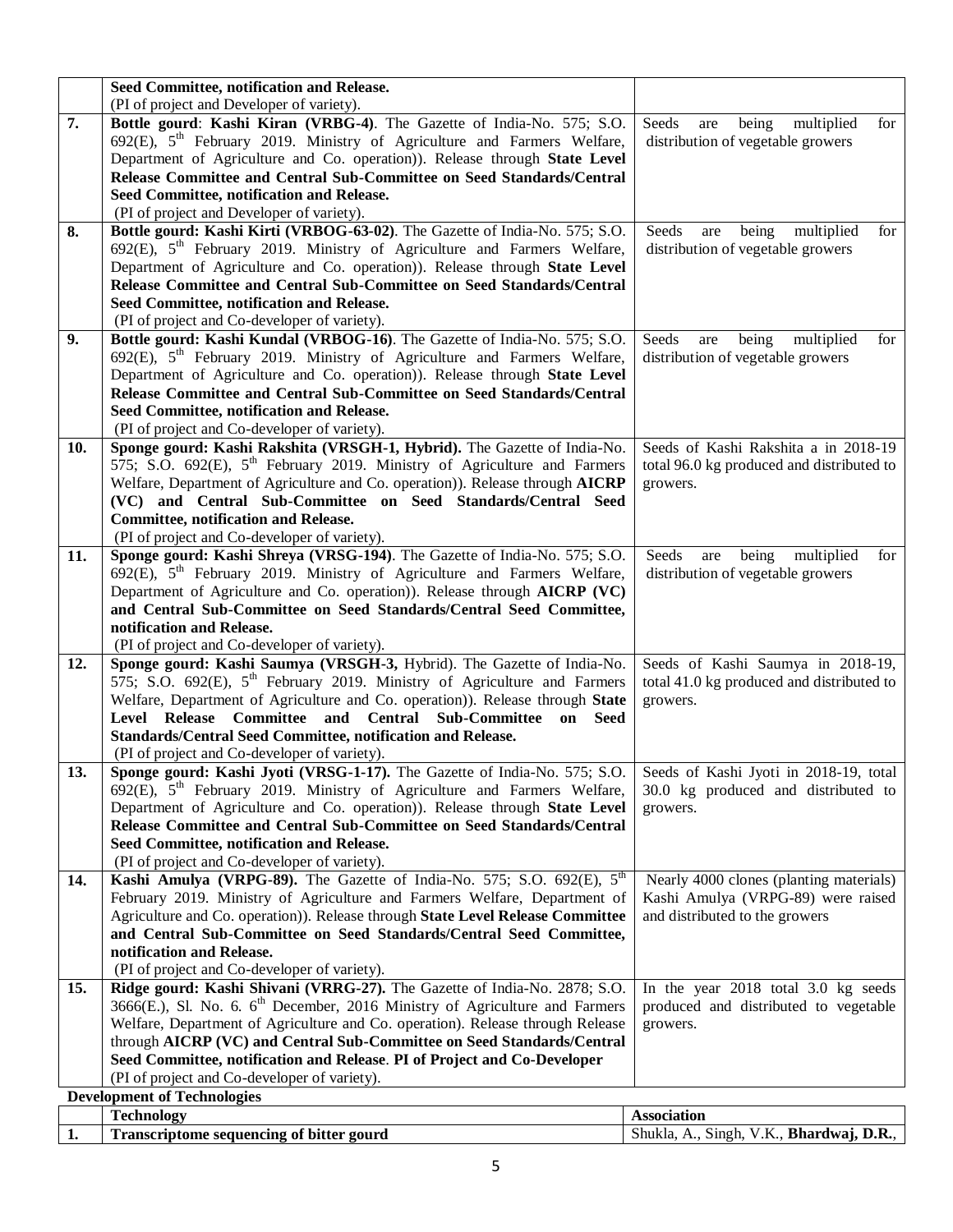| | | |
|---|---|---|
| | **Seed Committee, notification and Release.** (PI of project and Developer of variety). | |
| **7.** | **Bottle gourd**: **Kashi Kiran (VRBG-4)**. The Gazette of India-No. 575; S.O. 692(E), 5th February 2019. Ministry of Agriculture and Farmers Welfare, Department of Agriculture and Co. operation)). Release through **State Level Release Committee and Central Sub-Committee on Seed Standards/Central Seed Committee, notification and Release.** (PI of project and Developer of variety). | Seeds are being multiplied for distribution of vegetable growers |
| **8.** | **Bottle gourd: Kashi Kirti (VRBOG-63-02)**. The Gazette of India-No. 575; S.O. 692(E), 5th February 2019. Ministry of Agriculture and Farmers Welfare, Department of Agriculture and Co. operation)). Release through **State Level Release Committee and Central Sub-Committee on Seed Standards/Central Seed Committee, notification and Release.** (PI of project and Co-developer of variety). | Seeds are being multiplied for distribution of vegetable growers |
| **9.** | **Bottle gourd: Kashi Kundal (VRBOG-16)**. The Gazette of India-No. 575; S.O. 692(E), 5th February 2019. Ministry of Agriculture and Farmers Welfare, Department of Agriculture and Co. operation)). Release through **State Level Release Committee and Central Sub-Committee on Seed Standards/Central Seed Committee, notification and Release.** (PI of project and Co-developer of variety). | Seeds are being multiplied for distribution of vegetable growers |
| **10.** | **Sponge gourd: Kashi Rakshita (VRSGH-1, Hybrid).** The Gazette of India-No. 575; S.O. 692(E), 5th February 2019. Ministry of Agriculture and Farmers Welfare, Department of Agriculture and Co. operation)). Release through **AICRP (VC) and Central Sub-Committee on Seed Standards/Central Seed Committee, notification and Release.** (PI of project and Co-developer of variety). | Seeds of Kashi Rakshita a in 2018-19 total 96.0 kg produced and distributed to growers. |
| **11.** | **Sponge gourd: Kashi Shreya (VRSG-194)**. The Gazette of India-No. 575; S.O. 692(E), 5th February 2019. Ministry of Agriculture and Farmers Welfare, Department of Agriculture and Co. operation)). Release through **AICRP (VC) and Central Sub-Committee on Seed Standards/Central Seed Committee, notification and Release.** (PI of project and Co-developer of variety). | Seeds are being multiplied for distribution of vegetable growers |
| **12.** | **Sponge gourd: Kashi Saumya (VRSGH-3,** Hybrid). The Gazette of India-No. 575; S.O. 692(E), 5th February 2019. Ministry of Agriculture and Farmers Welfare, Department of Agriculture and Co. operation)). Release through **State Level Release Committee and Central Sub-Committee on Seed Standards/Central Seed Committee, notification and Release.** (PI of project and Co-developer of variety). | Seeds of Kashi Saumya in 2018-19, total 41.0 kg produced and distributed to growers. |
| **13.** | **Sponge gourd: Kashi Jyoti (VRSG-1-17).** The Gazette of India-No. 575; S.O. 692(E), 5th February 2019. Ministry of Agriculture and Farmers Welfare, Department of Agriculture and Co. operation)). Release through **State Level Release Committee and Central Sub-Committee on Seed Standards/Central Seed Committee, notification and Release.** (PI of project and Co-developer of variety). | Seeds of Kashi Jyoti in 2018-19, total 30.0 kg produced and distributed to growers. |
| **14.** | **Kashi Amulya (VRPG-89).** The Gazette of India-No. 575; S.O. 692(E), 5th February 2019. Ministry of Agriculture and Farmers Welfare, Department of Agriculture and Co. operation)). Release through **State Level Release Committee and Central Sub-Committee on Seed Standards/Central Seed Committee, notification and Release.** (PI of project and Co-developer of variety). | Nearly 4000 clones (planting materials) Kashi Amulya (VRPG-89) were raised and distributed to the growers |
| **15.** | **Ridge gourd: Kashi Shivani (VRRG-27).** The Gazette of India-No. 2878; S.O. 3666(E.), Sl. No. 6. 6th December, 2016 Ministry of Agriculture and Farmers Welfare, Department of Agriculture and Co. operation). Release through Release through **AICRP (VC) and Central Sub-Committee on Seed Standards/Central Seed Committee, notification and Release**. **PI of Project and Co-Developer** (PI of project and Co-developer of variety). | In the year 2018 total 3.0 kg seeds produced and distributed to vegetable growers. |

**Development of Technologies**

| | Technology | Association |
|---|---|---|
| **1.** | **Transcriptome sequencing of bitter gourd** | Shukla, A., Singh, V.K., **Bhardwaj, D.R.**, |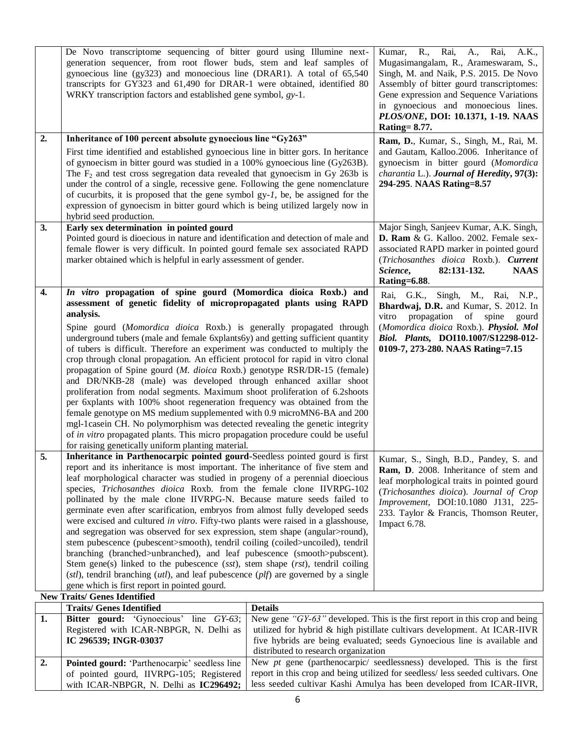| | | |
|---|---|---|
| | De Novo transcriptome sequencing of bitter gourd using Illumine next-generation sequencer, from root flower buds, stem and leaf samples of gynoecious line (gy323) and monoecious line (DRAR1). A total of 65,540 transcripts for GY323 and 61,490 for DRAR-1 were obtained, identified 80 WRKY transcription factors and established gene symbol, *gy*-1. | Kumar, R., Rai, A., Rai, A.K., Mugasimangalam, R., Arameswaram, S., Singh, M. and Naik, P.S. 2015. De Novo Assembly of bitter gourd transcriptomes: Gene expression and Sequence Variations in gynoecious and monoecious lines. ***PLOS/ONE*, DOI: 10.1371, 1-19. NAAS Rating= 8.77.** |
| **2.** | **Inheritance of 100 percent absolute gynoecious line "Gy263"**<br>First time identified and established gynoecious line in bitter gors. In heritance of gynoecism in bitter gourd was studied in a 100% gynoecious line (Gy263B). The $F_2$ and test cross segregation data revealed that gynoecism in Gy 263b is under the control of a single, recessive gene. Following the gene nomenclature of cucurbits, it is proposed that the gene symbol gy-*1*, be, be assigned for the expression of gynoecism in bitter gourd which is being utilized largely now in hybrid seed production. | **Ram, D.**, Kumar, S., Singh, M., Rai, M. and Gautam, Kalloo.2006. Inheritance of gynoecism in bitter gourd (*Momordica charantia* L.). ***Journal of Heredity*, 97(3): 294-295. NAAS Rating=8.57** |
| **3.** | **Early sex determination in pointed gourd**<br>Pointed gourd is dioecious in nature and identification and detection of male and female flower is very difficult. In pointed gourd female sex associated RAPD marker obtained which is helpful in early assessment of gender. | Major Singh, Sanjeev Kumar, A.K. Singh, **D. Ram** & G. Kalloo. 2002. Female sex-associated RAPD marker in pointed gourd (*Trichosanthes dioica* Roxb.). ***Current Science*, 82:131-132. NAAS Rating=6.88**. |
| **4.** | ***In vitro* propagation of spine gourd (Momordica dioica Roxb.) and assessment of genetic fidelity of micropropagated plants using RAPD analysis.**<br>Spine gourd (*Momordica dioica* Roxb.) is generally propagated through underground tubers (male and female 6xplants6y) and getting sufficient quantity of tubers is difficult. Therefore an experiment was conducted to multiply the crop through clonal propagation. An efficient protocol for rapid in vitro clonal propagation of Spine gourd (*M. dioica* Roxb.) genotype RSR/DR-15 (female) and DR/NKB-28 (male) was developed through enhanced axillar shoot proliferation from nodal segments. Maximum shoot proliferation of 6.2shoots per 6xplants with 100% shoot regeneration frequency was obtained from the female genotype on MS medium supplemented with 0.9 microMN6-BA and 200 mgl-1casein CH. No polymorphism was detected revealing the genetic integrity of *in vitro* propagated plants. This micro propagation procedure could be useful for raising genetically uniform planting material. | Rai, G.K., Singh, M., Rai, N.P., **Bhardwaj, D.R.** and Kumar, S. 2012. In vitro propagation of spine gourd (*Momordica dioica* Roxb.). ***Physiol. Mol Biol. Plants*, DOI10.1007/S12298-012-0109-7, 273-280. NAAS Rating=7.15** |
| **5.** | **Inheritance in Parthenocarpic pointed gourd**-Seedless pointed gourd is first report and its inheritance is most important. The inheritance of five stem and leaf morphological character was studied in progeny of a perennial dioecious species, *Trichosanthes dioica* Roxb. from the female clone IIVRPG-102 pollinated by the male clone IIVRPG-N. Because mature seeds failed to germinate even after scarification, embryos from almost fully developed seeds were excised and cultured *in vitro*. Fifty-two plants were raised in a glasshouse, and segregation was observed for sex expression, stem shape (angular>round), stem pubescence (pubescent>smooth), tendril coiling (coiled>uncoiled), tendril branching (branched>unbranched), and leaf pubescence (smooth>pubscent). Stem gene(s) linked to the pubescence (*sst*), stem shape (*rst*), tendril coiling (*stl*), tendril branching (*utl*), and leaf pubescence (*plf*) are governed by a single gene which is first report in pointed gourd. | Kumar, S., Singh, B.D., Pandey, S. and **Ram, D**. 2008. Inheritance of stem and leaf morphological traits in pointed gourd (*Trichosanthes dioica*). *Journal of Crop Improvement*, DOI:10.1080 J131, 225-233. Taylor & Francis, Thomson Reuter, Impact 6.78. |

**New Traits/ Genes Identified**

| | Traits/ Genes Identified | Details |
|---|---|---|
| **1.** | **Bitter gourd:** 'Gynoecious' line *GY-63*; Registered with ICAR-NBPGR, N. Delhi as **IC 296539; INGR-03037** | New gene *"GY-63"* developed. This is the first report in this crop and being utilized for hybrid & high pistillate cultivars development. At ICAR-IIVR five hybrids are being evaluated; seeds Gynoecious line is available and distributed to research organization |
| **2.** | **Pointed gourd:** 'Parthenocarpic' seedless line of pointed gourd, IIVRPG-105; Registered with ICAR-NBPGR, N. Delhi as **IC296492;** | New *pt* gene (parthenocarpic/ seedlessness) developed. This is the first report in this crop and being utilized for seedless/ less seeded cultivars. One less seeded cultivar Kashi Amulya has been developed from ICAR-IIVR, |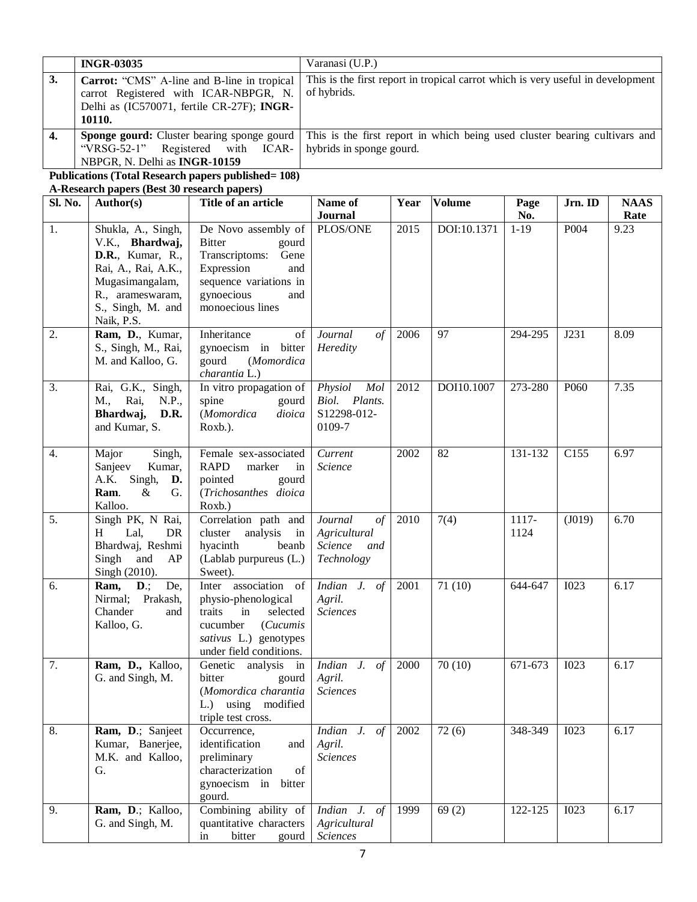| | | |
|---|---|---|
| | **INGR-03035** | Varanasi (U.P.) |
| **3.** | **Carrot:** "CMS" A-line and B-line in tropical carrot Registered with ICAR-NBPGR, N. Delhi as (IC570071, fertile CR-27F); **INGR-10110.** | This is the first report in tropical carrot which is very useful in development of hybrids. |
| **4.** | **Sponge gourd:** Cluster bearing sponge gourd "VRSG-52-1" Registered with ICAR-NBPGR, N. Delhi as **INGR-10159** | This is the first report in which being used cluster bearing cultivars and hybrids in sponge gourd. |

**Publications (Total Research papers published= 108)**

**A-Research papers (Best 30 research papers)**

| Sl. No. | Author(s) | Title of an article | Name of Journal | Year | Volume | Page No. | Jrn. ID | NAAS Rate |
|---|---|---|---|---|---|---|---|---|
| 1. | Shukla, A., Singh, V.K., **Bhardwaj, D.R.**, Kumar, R., Rai, A., Rai, A.K., Mugasimangalam, R., arameswaram, S., Singh, M. and Naik, P.S. | De Novo assembly of Bitter gourd Transcriptoms: Gene Expression and sequence variations in gynoecious and monoecious lines | PLOS/ONE | 2015 | DOI:10.1371 | 1-19 | P004 | 9.23 |
| 2. | **Ram, D.**, Kumar, S., Singh, M., Rai, M. and Kalloo, G. | Inheritance of gynoecism in bitter gourd (*Momordica charantia* L.) | *Journal of Heredity* | 2006 | 97 | 294-295 | J231 | 8.09 |
| 3. | Rai, G.K., Singh, M., Rai, N.P., **Bhardwaj, D.R.** and Kumar, S. | In vitro propagation of spine gourd (*Momordica dioica* Roxb.). | *Physiol Mol Biol. Plants.* S12298-012-0109-7 | 2012 | DOI10.1007 | 273-280 | P060 | 7.35 |
| 4. | Major Singh, Sanjeev Kumar, A.K. Singh, **D. Ram**. & G. Kalloo. | Female sex-associated RAPD marker in pointed gourd (*Trichosanthes dioica* Roxb.) | *Current Science* | 2002 | 82 | 131-132 | C155 | 6.97 |
| 5. | Singh PK, N Rai, H Lal, DR Bhardwaj, Reshmi Singh and AP Singh (2010). | Correlation path and cluster analysis in hyacinth beanb (Lablab purpureus (L.) Sweet). | *Journal of Agricultural Science and Technology* | 2010 | 7(4) | 1117-1124 | (J019) | 6.70 |
| 6. | **Ram, D.**; De, Nirmal; Prakash, Chander and Kalloo, G. | Inter association of physio-phenological traits in selected cucumber (*Cucumis sativus* L.) genotypes under field conditions. | *Indian J. of Agril. Sciences* | 2001 | 71 (10) | 644-647 | I023 | 6.17 |
| 7. | **Ram, D.,** Kalloo, G. and Singh, M. | Genetic analysis in bitter gourd (*Momordica charantia* L.) using modified triple test cross. | *Indian J. of Agril. Sciences* | 2000 | 70 (10) | 671-673 | I023 | 6.17 |
| 8. | **Ram, D**.; Sanjeet Kumar, Banerjee, M.K. and Kalloo, G. | Occurrence, identification and preliminary characterization of gynoecism in bitter gourd. | *Indian J. of Agril. Sciences* | 2002 | 72 (6) | 348-349 | I023 | 6.17 |
| 9. | **Ram, D**.; Kalloo, G. and Singh, M. | Combining ability of quantitative characters in bitter gourd | *Indian J. of Agricultural Sciences* | 1999 | 69 (2) | 122-125 | I023 | 6.17 |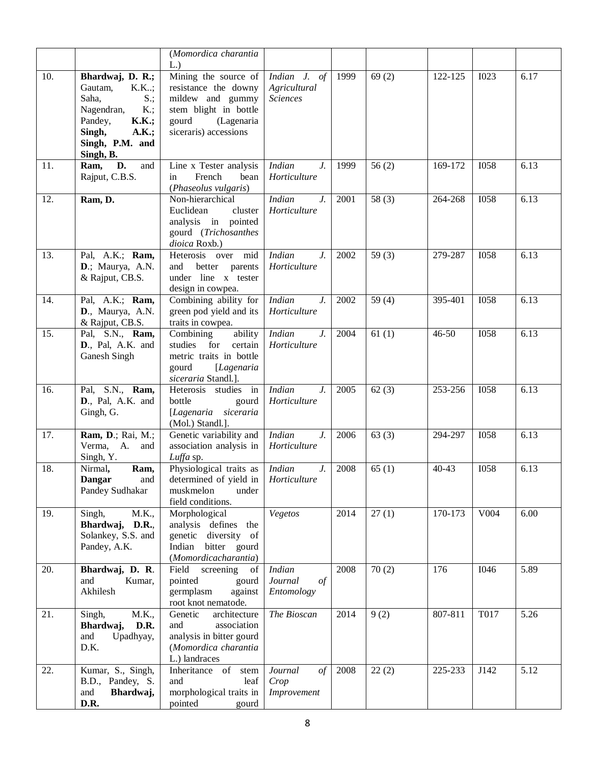| | | (*Momordica charantia* L.) | | | | | | |
|---|---|---|---|---|---|---|---|---|
| 10. | **Bhardwaj, D. R.;** Gautam, K.K..; Saha, S.; Nagendran, K.; Pandey, **K.K.; Singh, A.K.; Singh, P.M. and Singh, B.** | Mining the source of resistance the downy mildew and gummy stem blight in bottle gourd (Lagenaria siceraris) accessions | *Indian J. of Agricultural Sciences* | 1999 | 69 (2) | 122-125 | I023 | 6.17 |
| 11. | **Ram, D.** and Rajput, C.B.S. | Line x Tester analysis in French bean (*Phaseolus vulgaris*) | *Indian J. Horticulture* | 1999 | 56 (2) | 169-172 | I058 | 6.13 |
| 12. | **Ram, D.** | Non-hierarchical Euclidean cluster analysis in pointed gourd (*Trichosanthes dioica* Roxb.) | *Indian J. Horticulture* | 2001 | 58 (3) | 264-268 | I058 | 6.13 |
| 13. | Pal, A.K.; **Ram, D**.; Maurya, A.N. & Rajput, CB.S. | Heterosis over mid and better parents under line x tester design in cowpea. | *Indian J. Horticulture* | 2002 | 59 (3) | 279-287 | I058 | 6.13 |
| 14. | Pal, A.K.; **Ram, D**., Maurya, A.N. & Rajput, CB.S. | Combining ability for green pod yield and its traits in cowpea. | *Indian J. Horticulture* | 2002 | 59 (4) | 395-401 | I058 | 6.13 |
| 15. | Pal, S.N., **Ram, D**., Pal, A.K. and Ganesh Singh | Combining ability studies for certain metric traits in bottle gourd [*Lagenaria siceraria* Standl.]. | *Indian J. Horticulture* | 2004 | 61 (1) | 46-50 | I058 | 6.13 |
| 16. | Pal, S.N., **Ram, D**., Pal, A.K. and Gingh, G. | Heterosis studies in bottle gourd [*Lagenaria siceraria* (Mol.) Standl.]. | *Indian J. Horticulture* | 2005 | 62 (3) | 253-256 | I058 | 6.13 |
| 17. | **Ram, D**.; Rai, M.; Verma, A. and Singh, Y. | Genetic variability and association analysis in *Luffa* sp. | *Indian J. Horticulture* | 2006 | 63 (3) | 294-297 | I058 | 6.13 |
| 18. | Nirmal**, Ram, Dangar** and Pandey Sudhakar | Physiological traits as determined of yield in muskmelon under field conditions. | *Indian J. Horticulture* | 2008 | 65 (1) | 40-43 | I058 | 6.13 |
| 19. | Singh, M.K., **Bhardwaj, D.R.**, Solankey, S.S. and Pandey, A.K. | Morphological analysis defines the genetic diversity of Indian bitter gourd (*Momordicacharantia*) | *Vegetos* | 2014 | 27 (1) | 170-173 | V004 | 6.00 |
| 20. | **Bhardwaj, D. R**. and Kumar, Akhilesh | Field screening of pointed gourd germplasm against root knot nematode. | *Indian Journal of Entomology* | 2008 | 70 (2) | 176 | I046 | 5.89 |
| 21. | Singh, M.K., **Bhardwaj, D.R.** and Upadhyay, D.K. | Genetic architecture and association analysis in bitter gourd (*Momordica charantia* L.) landraces | *The Bioscan* | 2014 | 9 (2) | 807-811 | T017 | 5.26 |
| 22. | Kumar, S., Singh, B.D., Pandey, S. and **Bhardwaj, D.R.** | Inheritance of stem and leaf morphological traits in pointed gourd | *Journal of Crop Improvement* | 2008 | 22 (2) | 225-233 | J142 | 5.12 |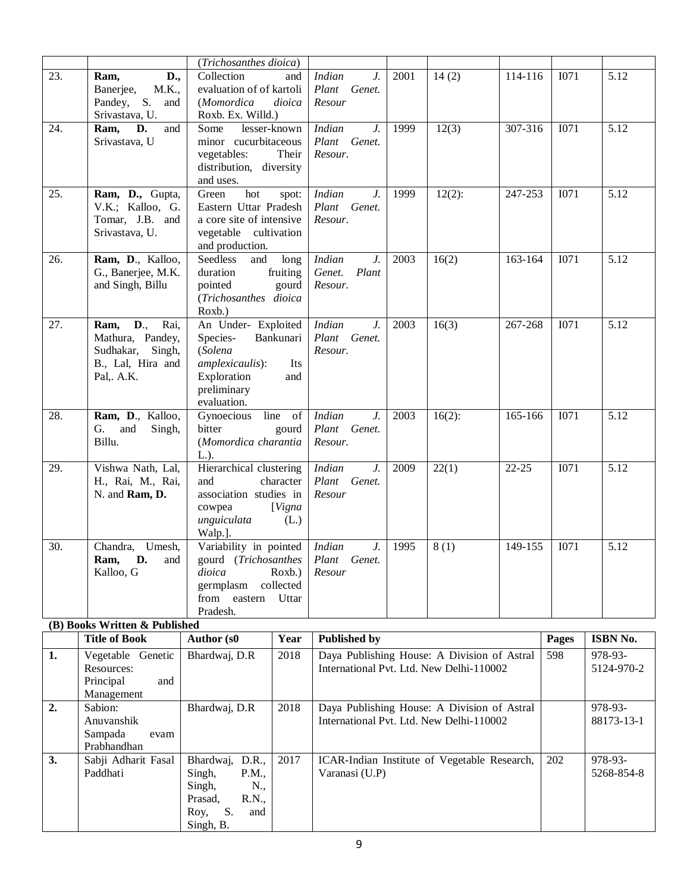| | | (*Trichosanthes dioica*) | | | | | | |
|---|---|---|---|---|---|---|---|---|
| 23. | **Ram, D.,** Banerjee, M.K., Pandey, S. and Srivastava, U. | Collection and evaluation of of kartoli (*Momordica dioica* Roxb. Ex. Willd.) | *Indian J. Plant Genet. Resour* | 2001 | 14 (2) | 114-116 | I071 | 5.12 |
| 24. | **Ram, D.** and Srivastava, U | Some lesser-known minor cucurbitaceous vegetables: Their distribution, diversity and uses. | *Indian J. Plant Genet. Resour.* | 1999 | 12(3) | 307-316 | I071 | 5.12 |
| 25. | **Ram, D.,** Gupta, V.K.; Kalloo, G. Tomar, J.B. and Srivastava, U. | Green hot spot: Eastern Uttar Pradesh a core site of intensive vegetable cultivation and production. | *Indian J. Plant Genet. Resour.* | 1999 | 12(2): | 247-253 | I071 | 5.12 |
| 26. | **Ram, D**., Kalloo, G., Banerjee, M.K. and Singh, Billu | Seedless and long duration fruiting pointed gourd (*Trichosanthes dioica* Roxb.) | *Indian J. Genet. Plant Resour.* | 2003 | 16(2) | 163-164 | I071 | 5.12 |
| 27. | **Ram, D**., Rai, Mathura, Pandey, Sudhakar, Singh, B., Lal, Hira and Pal,. A.K. | An Under- Exploited Species- Bankunari (*Solena amplexicaulis*): Its Exploration and preliminary evaluation. | *Indian J. Plant Genet. Resour.* | 2003 | 16(3) | 267-268 | I071 | 5.12 |
| 28. | **Ram, D**., Kalloo, G. and Singh, Billu. | Gynoecious line of bitter gourd (*Momordica charantia* L.). | *Indian J. Plant Genet. Resour.* | 2003 | 16(2): | 165-166 | I071 | 5.12 |
| 29. | Vishwa Nath, Lal, H., Rai, M., Rai, N. and **Ram, D.** | Hierarchical clustering and character association studies in cowpea [*Vigna unguiculata* (L.) Walp.]. | *Indian J. Plant Genet. Resour* | 2009 | 22(1) | 22-25 | I071 | 5.12 |
| 30. | Chandra, Umesh, **Ram, D.** and Kalloo, G | Variability in pointed gourd (*Trichosanthes dioica* Roxb.) germplasm collected from eastern Uttar Pradesh. | *Indian J. Plant Genet. Resour* | 1995 | 8 (1) | 149-155 | I071 | 5.12 |

**(B) Books Written & Published**

| | Title of Book | Author (s0 | Year | Published by | Pages | ISBN No. |
|---|---|---|---|---|---|---|
| **1.** | Vegetable Genetic Resources: Principal and Management | Bhardwaj, D.R | 2018 | Daya Publishing House: A Division of Astral International Pvt. Ltd. New Delhi-110002 | 598 | 978-93-5124-970-2 |
| **2.** | Sabion: Anuvanshik Sampada evam Prabhandhan | Bhardwaj, D.R | 2018 | Daya Publishing House: A Division of Astral International Pvt. Ltd. New Delhi-110002 | | 978-93-88173-13-1 |
| **3.** | Sabji Adharit Fasal Paddhati | Bhardwaj, D.R., Singh, P.M., Singh, N., Prasad, R.N., Roy, S. and Singh, B. | 2017 | ICAR-Indian Institute of Vegetable Research, Varanasi (U.P) | 202 | 978-93-5268-854-8 |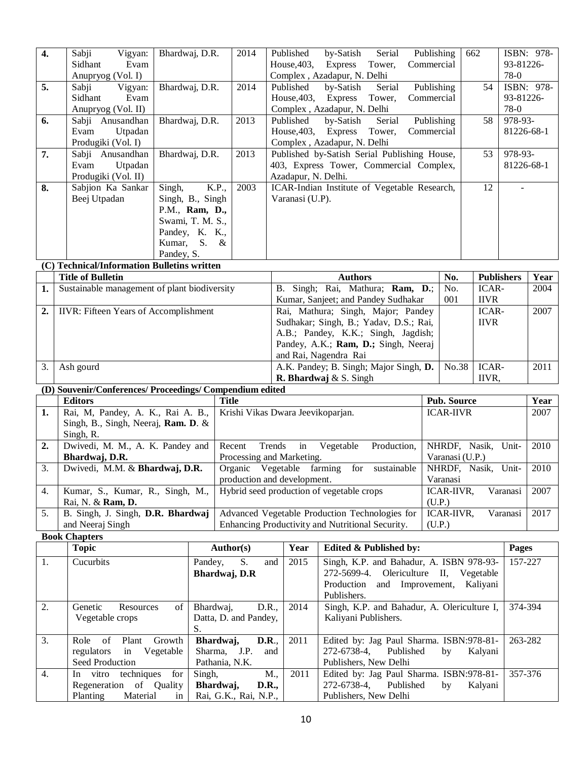| 4. | Sabji Vigyan: Sidhant Evam Anupryog (Vol. I) | Bhardwaj, D.R. | 2014 | Published by-Satish Serial Publishing House,403, Express Tower, Commercial Complex , Azadapur, N. Delhi | 662 | ISBN: 978-93-81226-78-0 |
|---|---|---|---|---|---|---|
| 5. | Sabji Vigyan: Sidhant Evam Anupryog (Vol. II) | Bhardwaj, D.R. | 2014 | Published by-Satish Serial Publishing House,403, Express Tower, Commercial Complex , Azadapur, N. Delhi | 54 | ISBN: 978-93-81226-78-0 |
| 6. | Sabji Anusandhan Evam Utpadan Produgiki (Vol. I) | Bhardwaj, D.R. | 2013 | Published by-Satish Serial Publishing House,403, Express Tower, Commercial Complex , Azadapur, N. Delhi | 58 | 978-93-81226-68-1 |
| 7. | Sabji Anusandhan Evam Utpadan Produgiki (Vol. II) | Bhardwaj, D.R. | 2013 | Published by-Satish Serial Publishing House, 403, Express Tower, Commercial Complex, Azadapur, N. Delhi. | 53 | 978-93-81226-68-1 |
| 8. | Sabjion Ka Sankar Beej Utpadan | Singh, K.P., Singh, B., Singh P.M., **Ram, D.,** Swami, T. M. S., Pandey, K. K., Kumar, S. & Pandey, S. | 2003 | ICAR-Indian Institute of Vegetable Research, Varanasi (U.P). | 12 | - |

**(C) Technical/Information Bulletins written**

| | Title of Bulletin | Authors | No. | Publishers | Year |
|---|---|---|---|---|---|
| 1. | Sustainable management of plant biodiversity | B. Singh; Rai, Mathura; **Ram, D.**; Kumar, Sanjeet; and Pandey Sudhakar | No. 001 | ICAR-IIVR | 2004 |
| 2. | IIVR: Fifteen Years of Accomplishment | Rai, Mathura; Singh, Major; Pandey Sudhakar; Singh, B.; Yadav, D.S.; Rai, A.B.; Pandey, K.K.; Singh, Jagdish; Pandey, A.K.; **Ram, D.;** Singh, Neeraj and Rai, Nagendra Rai | | ICAR-IIVR | 2007 |
| 3. | Ash gourd | A.K. Pandey; B. Singh; Major Singh, **D. R. Bhardwaj** & S. Singh | No.38 | ICAR-IIVR, | 2011 |

**(D) Souvenir/Conferences/ Proceedings/ Compendium edited**

| | Editors | Title | Pub. Source | Year |
|---|---|---|---|---|
| 1. | Rai, M, Pandey, A. K., Rai A. B., Singh, B., Singh, Neeraj, **Ram. D**. & Singh, R. | Krishi Vikas Dwara Jeevikoparjan. | ICAR-IIVR | 2007 |
| 2. | Dwivedi, M. M., A. K. Pandey and **Bhardwaj, D.R.** | Recent Trends in Vegetable Production, Processing and Marketing. | NHRDF, Nasik, Unit-Varanasi (U.P.) | 2010 |
| 3. | Dwivedi, M.M. & **Bhardwaj, D.R.** | Organic Vegetable farming for sustainable production and development. | NHRDF, Nasik, Unit-Varanasi | 2010 |
| 4. | Kumar, S., Kumar, R., Singh, M., Rai, N. & **Ram, D.** | Hybrid seed production of vegetable crops | ICAR-IIVR, Varanasi (U.P.) | 2007 |
| 5. | B. Singh, J. Singh, **D.R. Bhardwaj** and Neeraj Singh | Advanced Vegetable Production Technologies for Enhancing Productivity and Nutritional Security. | ICAR-IIVR, Varanasi (U.P.) | 2017 |

**Book Chapters**

| | Topic | Author(s) | Year | Edited & Published by: | Pages |
|---|---|---|---|---|---|
| 1. | Cucurbits | Pandey, S. and **Bhardwaj, D.R** | 2015 | Singh, K.P. and Bahadur, A. ISBN 978-93-272-5699-4. Olericulture II, Vegetable Production and Improvement, Kaliyani Publishers. | 157-227 |
| 2. | Genetic Resources of Vegetable crops | Bhardwaj, D.R., Datta, D. and Pandey, S. | 2014 | Singh, K.P. and Bahadur, A. Olericulture I, Kaliyani Publishers. | 374-394 |
| 3. | Role of Plant Growth regulators in Vegetable Seed Production | **Bhardwaj, D.R**., Sharma, J.P. and Pathania, N.K. | 2011 | Edited by: Jag Paul Sharma. ISBN:978-81-272-6738-4, Published by Kalyani Publishers, New Delhi | 263-282 |
| 4. | In vitro techniques for Regeneration of Quality Planting Material in | Singh, M., **Bhardwaj, D.R.,** Rai, G.K., Rai, N.P., | 2011 | Edited by: Jag Paul Sharma. ISBN:978-81-272-6738-4, Published by Kalyani Publishers, New Delhi | 357-376 |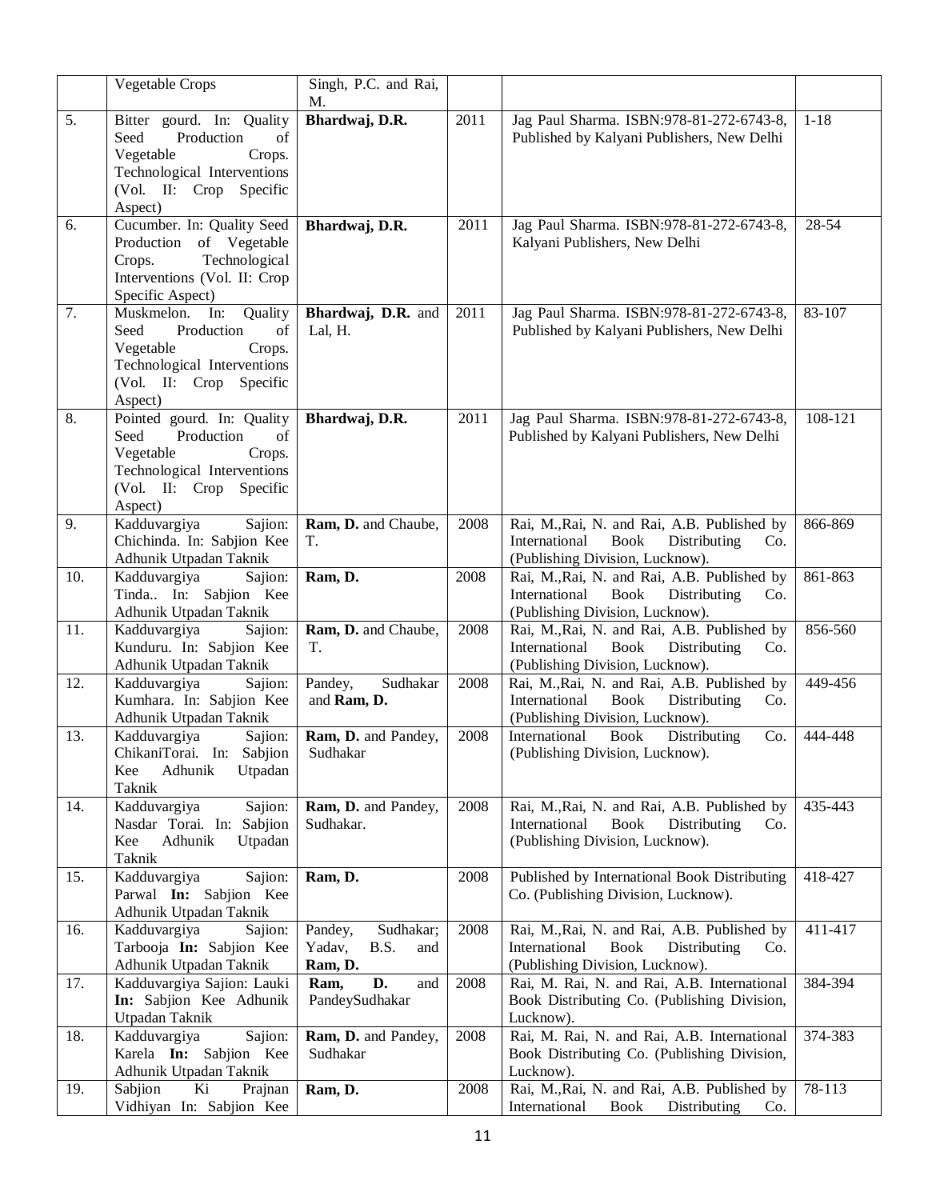|  | Vegetable Crops | Singh, P.C. and Rai, M. |  |  |  |
|---|---|---|---|---|---|
| 5. | Bitter gourd. In: Quality Seed Production of Vegetable Crops. Technological Interventions (Vol. II: Crop Specific Aspect) | **Bhardwaj, D.R.** | 2011 | Jag Paul Sharma. ISBN:978-81-272-6743-8, Published by Kalyani Publishers, New Delhi | 1-18 |
| 6. | Cucumber. In: Quality Seed Production of Vegetable Crops. Technological Interventions (Vol. II: Crop Specific Aspect) | **Bhardwaj, D.R.** | 2011 | Jag Paul Sharma. ISBN:978-81-272-6743-8, Kalyani Publishers, New Delhi | 28-54 |
| 7. | Muskmelon. In: Quality Seed Production of Vegetable Crops. Technological Interventions (Vol. II: Crop Specific Aspect) | **Bhardwaj, D.R.** and Lal, H. | 2011 | Jag Paul Sharma. ISBN:978-81-272-6743-8, Published by Kalyani Publishers, New Delhi | 83-107 |
| 8. | Pointed gourd. In: Quality Seed Production of Vegetable Crops. Technological Interventions (Vol. II: Crop Specific Aspect) | **Bhardwaj, D.R.** | 2011 | Jag Paul Sharma. ISBN:978-81-272-6743-8, Published by Kalyani Publishers, New Delhi | 108-121 |
| 9. | Kadduvargiya Sajion: Chichinda. In: Sabjion Kee Adhunik Utpadan Taknik | **Ram, D.** and Chaube, T. | 2008 | Rai, M.,Rai, N. and Rai, A.B. Published by International Book Distributing Co. (Publishing Division, Lucknow). | 866-869 |
| 10. | Kadduvargiya Sajion: Tinda.. In: Sabjion Kee Adhunik Utpadan Taknik | **Ram, D.** | 2008 | Rai, M.,Rai, N. and Rai, A.B. Published by International Book Distributing Co. (Publishing Division, Lucknow). | 861-863 |
| 11. | Kadduvargiya Sajion: Kunduru. In: Sabjion Kee Adhunik Utpadan Taknik | **Ram, D.** and Chaube, T. | 2008 | Rai, M.,Rai, N. and Rai, A.B. Published by International Book Distributing Co. (Publishing Division, Lucknow). | 856-560 |
| 12. | Kadduvargiya Sajion: Kumhara. In: Sabjion Kee Adhunik Utpadan Taknik | Pandey, Sudhakar and **Ram, D.** | 2008 | Rai, M.,Rai, N. and Rai, A.B. Published by International Book Distributing Co. (Publishing Division, Lucknow). | 449-456 |
| 13. | Kadduvargiya Sajion: ChikaniTorai. In: Sabjion Kee Adhunik Utpadan Taknik | **Ram, D.** and Pandey, Sudhakar | 2008 | International Book Distributing Co. (Publishing Division, Lucknow). | 444-448 |
| 14. | Kadduvargiya Sajion: Nasdar Torai. In: Sabjion Kee Adhunik Utpadan Taknik | **Ram, D.** and Pandey, Sudhakar. | 2008 | Rai, M.,Rai, N. and Rai, A.B. Published by International Book Distributing Co. (Publishing Division, Lucknow). | 435-443 |
| 15. | Kadduvargiya Sajion: Parwal **In:** Sabjion Kee Adhunik Utpadan Taknik | **Ram, D.** | 2008 | Published by International Book Distributing Co. (Publishing Division, Lucknow). | 418-427 |
| 16. | Kadduvargiya Sajion: Tarbooja **In:** Sabjion Kee Adhunik Utpadan Taknik | Pandey, Sudhakar; Yadav, B.S. and **Ram, D.** | 2008 | Rai, M.,Rai, N. and Rai, A.B. Published by International Book Distributing Co. (Publishing Division, Lucknow). | 411-417 |
| 17. | Kadduvargiya Sajion: Lauki **In:** Sabjion Kee Adhunik Utpadan Taknik | **Ram, D.** and PandeySudhakar | 2008 | Rai, M. Rai, N. and Rai, A.B. International Book Distributing Co. (Publishing Division, Lucknow). | 384-394 |
| 18. | Kadduvargiya Sajion: Karela **In:** Sabjion Kee Adhunik Utpadan Taknik | **Ram, D.** and Pandey, Sudhakar | 2008 | Rai, M. Rai, N. and Rai, A.B. International Book Distributing Co. (Publishing Division, Lucknow). | 374-383 |
| 19. | Sabjion Ki Prajnan Vidhiyan In: Sabjion Kee | **Ram, D.** | 2008 | Rai, M.,Rai, N. and Rai, A.B. Published by International Book Distributing Co. | 78-113 |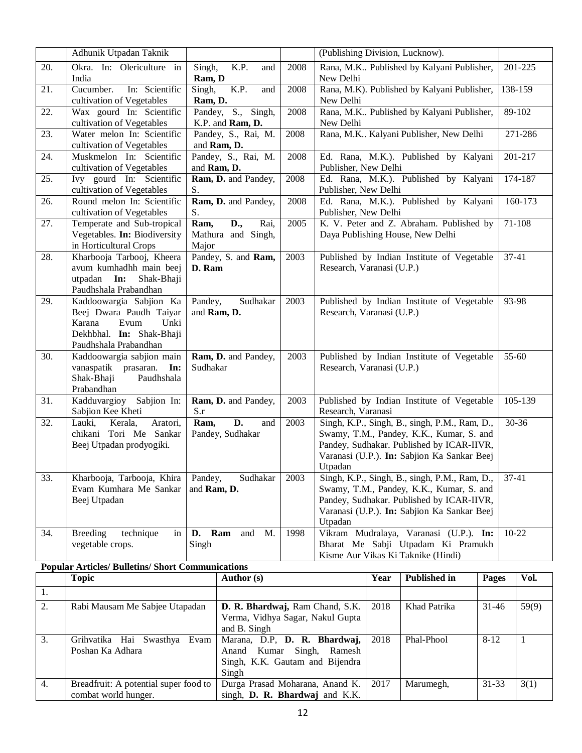|  | Adhunik Utpadan Taknik |  |  | (Publishing Division, Lucknow). |  |
|---|---|---|---|---|---|
| 20. | Okra. In: Olericulture in India | Singh, K.P. and **Ram, D** | 2008 | Rana, M.K.. Published by Kalyani Publisher, New Delhi | 201-225 |
| 21. | Cucumber. In: Scientific cultivation of Vegetables | Singh, K.P. and **Ram, D.** | 2008 | Rana, M.K). Published by Kalyani Publisher, New Delhi | 138-159 |
| 22. | Wax gourd In: Scientific cultivation of Vegetables | Pandey, S., Singh, K.P. and **Ram, D.** | 2008 | Rana, M.K.. Published by Kalyani Publisher, New Delhi | 89-102 |
| 23. | Water melon In: Scientific cultivation of Vegetables | Pandey, S., Rai, M. and **Ram, D.** | 2008 | Rana, M.K.. Kalyani Publisher, New Delhi | 271-286 |
| 24. | Muskmelon In: Scientific cultivation of Vegetables | Pandey, S., Rai, M. and **Ram, D.** | 2008 | Ed. Rana, M.K.). Published by Kalyani Publisher, New Delhi | 201-217 |
| 25. | Ivy gourd In: Scientific cultivation of Vegetables | **Ram, D.** and Pandey, S. | 2008 | Ed. Rana, M.K.). Published by Kalyani Publisher, New Delhi | 174-187 |
| 26. | Round melon In: Scientific cultivation of Vegetables | **Ram, D.** and Pandey, S. | 2008 | Ed. Rana, M.K.). Published by Kalyani Publisher, New Delhi | 160-173 |
| 27. | Temperate and Sub-tropical Vegetables. **In:** Biodiversity in Horticultural Crops | **Ram, D.,** Rai, Mathura and Singh, Major | 2005 | K. V. Peter and Z. Abraham. Published by Daya Publishing House, New Delhi | 71-108 |
| 28. | Kharbooja Tarbooj, Kheera avum kumhadhh main beej utpadan **In:** Shak-Bhaji Paudhshala Prabandhan | Pandey, S. and **Ram, D. Ram** | 2003 | Published by Indian Institute of Vegetable Research, Varanasi (U.P.) | 37-41 |
| 29. | Kaddoowargia Sabjion Ka Beej Dwara Paudh Taiyar Karana Evum Unki Dekhbhal. **In:** Shak-Bhaji Paudhshala Prabandhan | Pandey, Sudhakar and **Ram, D.** | 2003 | Published by Indian Institute of Vegetable Research, Varanasi (U.P.) | 93-98 |
| 30. | Kaddoowargia sabjion main vanaspatik prasaran. **In:** Shak-Bhaji Paudhshala Prabandhan | **Ram, D.** and Pandey, Sudhakar | 2003 | Published by Indian Institute of Vegetable Research, Varanasi (U.P.) | 55-60 |
| 31. | Kadduvargioy Sabjion In: Sabjion Kee Kheti | **Ram, D.** and Pandey, S.r | 2003 | Published by Indian Institute of Vegetable Research, Varanasi | 105-139 |
| 32. | Lauki, Kerala, Aratori, chikani Tori Me Sankar Beej Utpadan prodyogiki. | **Ram, D.** and Pandey, Sudhakar | 2003 | Singh, K.P., Singh, B., singh, P.M., Ram, D., Swamy, T.M., Pandey, K.K., Kumar, S. and Pandey, Sudhakar. Published by ICAR-IIVR, Varanasi (U.P.). **In:** Sabjion Ka Sankar Beej Utpadan | 30-36 |
| 33. | Kharbooja, Tarbooja, Khira Evam Kumhara Me Sankar Beej Utpadan | Pandey, Sudhakar and **Ram, D.** | 2003 | Singh, K.P., Singh, B., singh, P.M., Ram, D., Swamy, T.M., Pandey, K.K., Kumar, S. and Pandey, Sudhakar. Published by ICAR-IIVR, Varanasi (U.P.). **In:** Sabjion Ka Sankar Beej Utpadan | 37-41 |
| 34. | Breeding technique in vegetable crops. | **D. Ram** and M. Singh | 1998 | Vikram Mudralaya, Varanasi (U.P.). **In:** Bharat Me Sabji Utpadam Ki Pramukh Kisme Aur Vikas Ki Taknike (Hindi) | 10-22 |

**Popular Articles/ Bulletins/ Short Communications**

|  | Topic | Author (s) | Year | Published in | Pages | Vol. |
|---|---|---|---|---|---|---|
| 1. |  |  |  |  |  |  |
| 2. | Rabi Mausam Me Sabjee Utapadan | **D. R. Bhardwaj,** Ram Chand, S.K. Verma, Vidhya Sagar, Nakul Gupta and B. Singh | 2018 | Khad Patrika | 31-46 | 59(9) |
| 3. | Grihvatika Hai Swasthya Evam Poshan Ka Adhara | Marana, D.P, **D. R. Bhardwaj,** Anand Kumar Singh, Ramesh Singh, K.K. Gautam and Bijendra Singh | 2018 | Phal-Phool | 8-12 | 1 |
| 4. | Breadfruit: A potential super food to combat world hunger. | Durga Prasad Moharana, Anand K. singh, **D. R. Bhardwaj** and K.K. | 2017 | Marumegh, | 31-33 | 3(1) |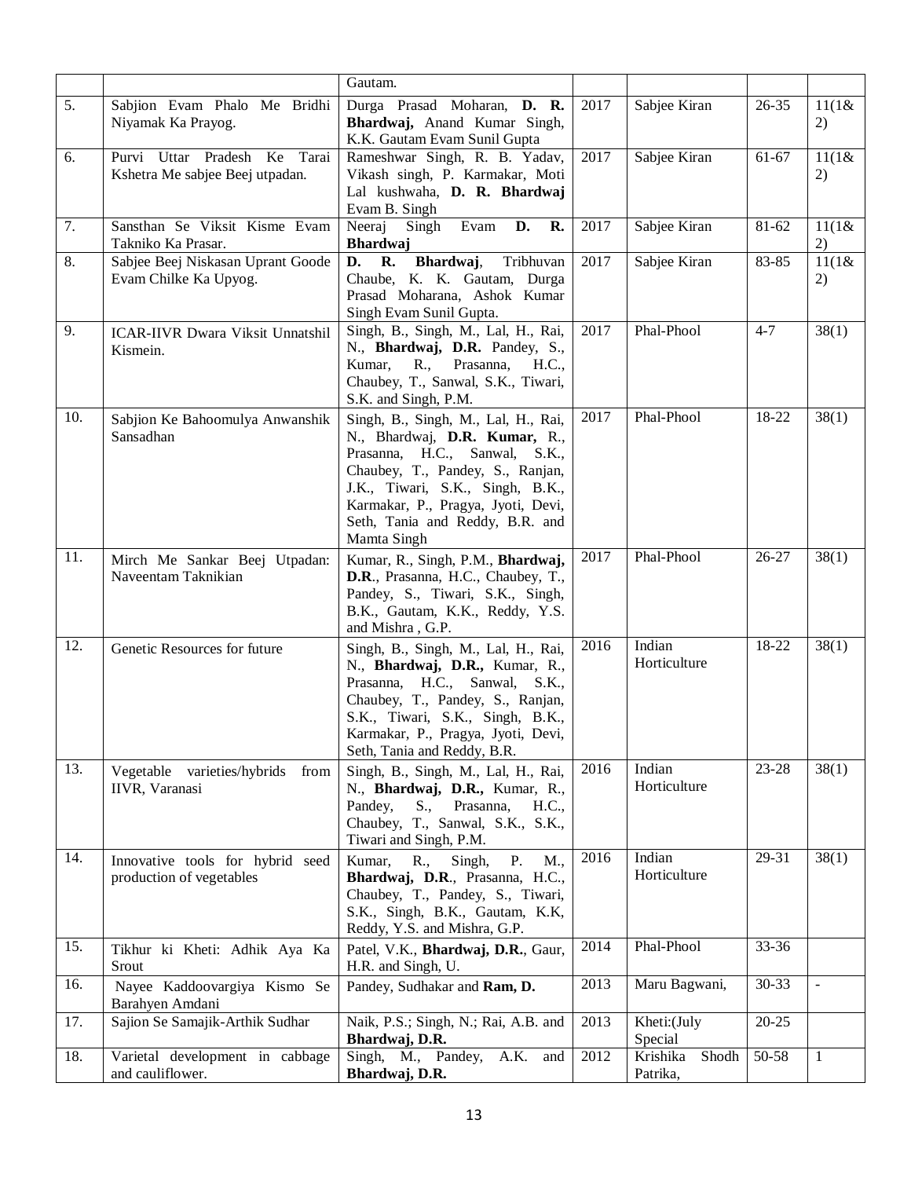| | | Gautam. | | | | |
|---|---|---|---|---|---|---|
| 5. | Sabjion Evam Phalo Me Bridhi Niyamak Ka Prayog. | Durga Prasad Moharan, **D. R. Bhardwaj,** Anand Kumar Singh, K.K. Gautam Evam Sunil Gupta | 2017 | Sabjee Kiran | 26-35 | 11(1& 2) |
| 6. | Purvi Uttar Pradesh Ke Tarai Kshetra Me sabjee Beej utpadan. | Rameshwar Singh, R. B. Yadav, Vikash singh, P. Karmakar, Moti Lal kushwaha, **D. R. Bhardwaj** Evam B. Singh | 2017 | Sabjee Kiran | 61-67 | 11(1& 2) |
| 7. | Sansthan Se Viksit Kisme Evam Takniko Ka Prasar. | Neeraj Singh Evam **D. R. Bhardwaj** | 2017 | Sabjee Kiran | 81-62 | 11(1& 2) |
| 8. | Sabjee Beej Niskasan Uprant Goode Evam Chilke Ka Upyog. | **D. R. Bhardwaj**, Tribhuvan Chaube, K. K. Gautam, Durga Prasad Moharana, Ashok Kumar Singh Evam Sunil Gupta. | 2017 | Sabjee Kiran | 83-85 | 11(1& 2) |
| 9. | ICAR-IIVR Dwara Viksit Unnatshil Kismein. | Singh, B., Singh, M., Lal, H., Rai, N., **Bhardwaj, D.R.** Pandey, S., Kumar, R., Prasanna, H.C., Chaubey, T., Sanwal, S.K., Tiwari, S.K. and Singh, P.M. | 2017 | Phal-Phool | 4-7 | 38(1) |
| 10. | Sabjion Ke Bahoomulya Anwanshik Sansadhan | Singh, B., Singh, M., Lal, H., Rai, N., Bhardwaj, **D.R. Kumar,** R., Prasanna, H.C., Sanwal, S.K., Chaubey, T., Pandey, S., Ranjan, J.K., Tiwari, S.K., Singh, B.K., Karmakar, P., Pragya, Jyoti, Devi, Seth, Tania and Reddy, B.R. and Mamta Singh | 2017 | Phal-Phool | 18-22 | 38(1) |
| 11. | Mirch Me Sankar Beej Utpadan: Naveentam Taknikian | Kumar, R., Singh, P.M., **Bhardwaj, D.R.**, Prasanna, H.C., Chaubey, T., Pandey, S., Tiwari, S.K., Singh, B.K., Gautam, K.K., Reddy, Y.S. and Mishra , G.P. | 2017 | Phal-Phool | 26-27 | 38(1) |
| 12. | Genetic Resources for future | Singh, B., Singh, M., Lal, H., Rai, N., **Bhardwaj, D.R.,** Kumar, R., Prasanna, H.C., Sanwal, S.K., Chaubey, T., Pandey, S., Ranjan, S.K., Tiwari, S.K., Singh, B.K., Karmakar, P., Pragya, Jyoti, Devi, Seth, Tania and Reddy, B.R. | 2016 | Indian Horticulture | 18-22 | 38(1) |
| 13. | Vegetable varieties/hybrids from IIVR, Varanasi | Singh, B., Singh, M., Lal, H., Rai, N., **Bhardwaj, D.R.,** Kumar, R., Pandey, S., Prasanna, H.C., Chaubey, T., Sanwal, S.K., S.K., Tiwari and Singh, P.M. | 2016 | Indian Horticulture | 23-28 | 38(1) |
| 14. | Innovative tools for hybrid seed production of vegetables | Kumar, R., Singh, P. M., **Bhardwaj, D.R**., Prasanna, H.C., Chaubey, T., Pandey, S., Tiwari, S.K., Singh, B.K., Gautam, K.K, Reddy, Y.S. and Mishra, G.P. | 2016 | Indian Horticulture | 29-31 | 38(1) |
| 15. | Tikhur ki Kheti: Adhik Aya Ka Srout | Patel, V.K., **Bhardwaj, D.R.**, Gaur, H.R. and Singh, U. | 2014 | Phal-Phool | 33-36 | |
| 16. | Nayee Kaddoovargiya Kismo Se Barahyen Amdani | Pandey, Sudhakar and **Ram, D.** | 2013 | Maru Bagwani, | 30-33 | - |
| 17. | Sajion Se Samajik-Arthik Sudhar | Naik, P.S.; Singh, N.; Rai, A.B. and **Bhardwaj, D.R.** | 2013 | Kheti:(July Special | 20-25 | |
| 18. | Varietal development in cabbage and cauliflower. | Singh, M., Pandey, A.K. and **Bhardwaj, D.R.** | 2012 | Krishika Shodh Patrika, | 50-58 | 1 |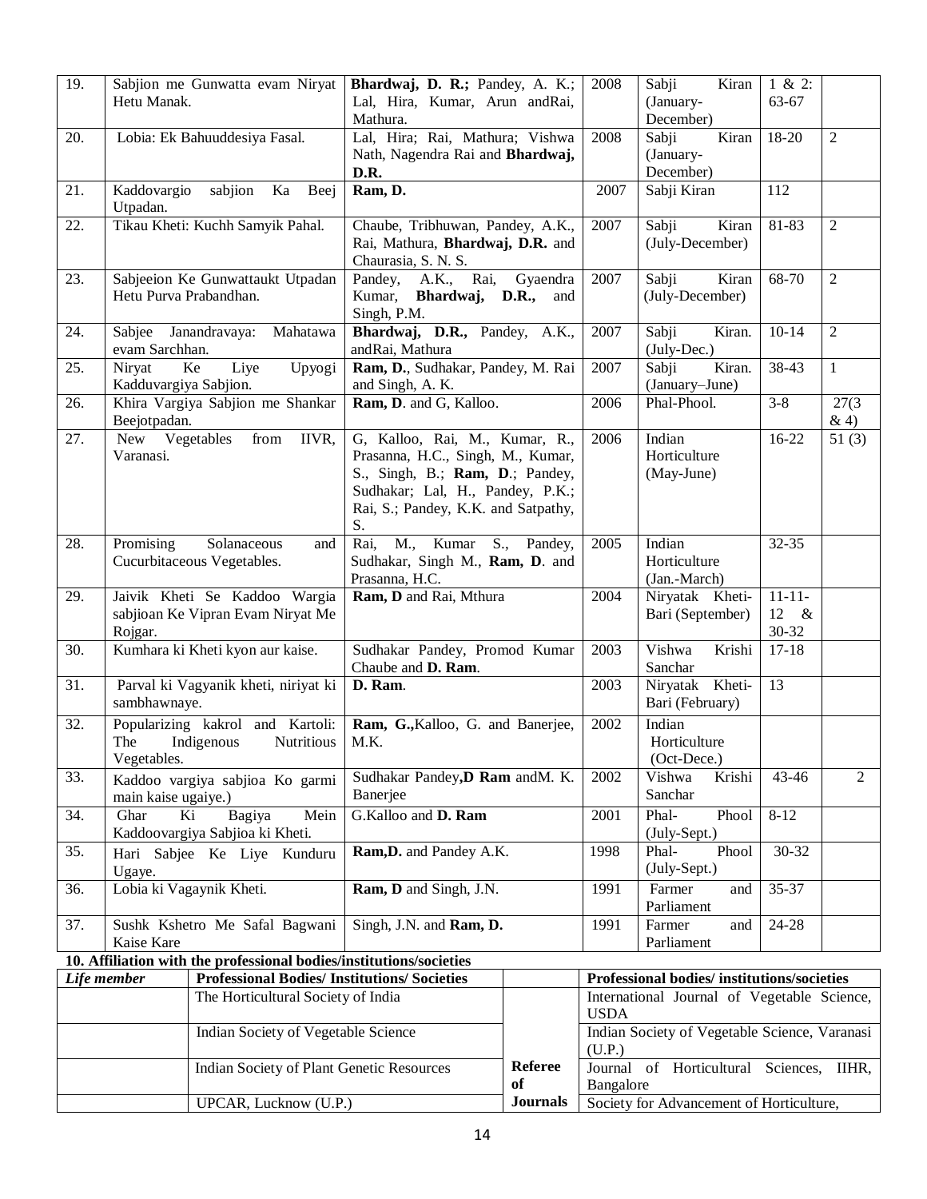| 19. | Sabjion me Gunwatta evam Niryat Hetu Manak. | **Bhardwaj, D. R.;** Pandey, A. K.; Lal, Hira, Kumar, Arun andRai, Mathura. | 2008 | Sabji Kiran (January-December) | 1 & 2: 63-67 | |
|---|---|---|---|---|---|---|
| 20. | Lobia: Ek Bahuuddesiya Fasal. | Lal, Hira; Rai, Mathura; Vishwa Nath, Nagendra Rai and **Bhardwaj, D.R.** | 2008 | Sabji Kiran (January-December) | 18-20 | 2 |
| 21. | Kaddovargio sabjion Ka Beej Utpadan. | **Ram, D.** | 2007 | Sabji Kiran | 112 | |
| 22. | Tikau Kheti: Kuchh Samyik Pahal. | Chaube, Tribhuwan, Pandey, A.K., Rai, Mathura, **Bhardwaj, D.R.** and Chaurasia, S. N. S. | 2007 | Sabji Kiran (July-December) | 81-83 | 2 |
| 23. | Sabjeeion Ke Gunwattaukt Utpadan Hetu Purva Prabandhan. | Pandey, A.K., Rai, Gyaendra Kumar, **Bhardwaj, D.R.,** and Singh, P.M. | 2007 | Sabji Kiran (July-December) | 68-70 | 2 |
| 24. | Sabjee Janandravaya: Mahatawa evam Sarchhan. | **Bhardwaj, D.R.,** Pandey, A.K., andRai, Mathura | 2007 | Sabji Kiran. (July-Dec.) | 10-14 | 2 |
| 25. | Niryat Ke Liye Upyogi Kadduvargiya Sabjion. | **Ram, D.**, Sudhakar, Pandey, M. Rai and Singh, A. K. | 2007 | Sabji Kiran. (January–June) | 38-43 | 1 |
| 26. | Khira Vargiya Sabjion me Shankar Beejotpadan. | **Ram, D**. and G, Kalloo. | 2006 | Phal-Phool. | 3-8 | 27(3 & 4) |
| 27. | New Vegetables from IIVR, Varanasi. | G, Kalloo, Rai, M., Kumar, R., Prasanna, H.C., Singh, M., Kumar, S., Singh, B.; **Ram, D**.; Pandey, Sudhakar; Lal, H., Pandey, P.K.; Rai, S.; Pandey, K.K. and Satpathy, S. | 2006 | Indian Horticulture (May-June) | 16-22 | 51 (3) |
| 28. | Promising Solanaceous and Cucurbitaceous Vegetables. | Rai, M., Kumar S., Pandey, Sudhakar, Singh M., **Ram, D**. and Prasanna, H.C. | 2005 | Indian Horticulture (Jan.-March) | 32-35 | |
| 29. | Jaivik Kheti Se Kaddoo Wargia sabjioan Ke Vipran Evam Niryat Me Rojgar. | **Ram, D** and Rai, Mthura | 2004 | Niryatak Kheti-Bari (September) | 11-11-12 & 30-32 | |
| 30. | Kumhara ki Kheti kyon aur kaise. | Sudhakar Pandey, Promod Kumar Chaube and **D. Ram**. | 2003 | Vishwa Krishi Sanchar | 17-18 | |
| 31. | Parval ki Vagyanik kheti, niriyat ki sambhawnaye. | **D. Ram**. | 2003 | Niryatak Kheti-Bari (February) | 13 | |
| 32. | Popularizing kakrol and Kartoli: The Indigenous Nutritious Vegetables. | **Ram, G.,**Kalloo, G. and Banerjee, M.K. | 2002 | Indian Horticulture (Oct-Dece.) | | |
| 33. | Kaddoo vargiya sabjioa Ko garmi main kaise ugaiye.) | Sudhakar Pandey,**D Ram** andM. K. Banerjee | 2002 | Vishwa Krishi Sanchar | 43-46 | 2 |
| 34. | Ghar Ki Bagiya Mein Kaddoovargiya Sabjioa ki Kheti. | G.Kalloo and **D. Ram** | 2001 | Phal- Phool (July-Sept.) | 8-12 | |
| 35. | Hari Sabjee Ke Liye Kunduru Ugaye. | **Ram,D.** and Pandey A.K. | 1998 | Phal- Phool (July-Sept.) | 30-32 | |
| 36. | Lobia ki Vagaynik Kheti. | **Ram, D** and Singh, J.N. | 1991 | Farmer and Parliament | 35-37 | |
| 37. | Sushk Kshetro Me Safal Bagwani Kaise Kare | Singh, J.N. and **Ram, D.** | 1991 | Farmer and Parliament | 24-28 | |

**10. Affiliation with the professional bodies/institutions/societies**

| *Life member* | **Professional Bodies/ Institutions/ Societies** | | **Professional bodies/ institutions/societies** |
|---|---|---|---|
| | The Horticultural Society of India | **Referee of Journals** | International Journal of Vegetable Science, USDA |
| | Indian Society of Vegetable Science | | Indian Society of Vegetable Science, Varanasi (U.P.) |
| | Indian Society of Plant Genetic Resources | | Journal of Horticultural Sciences, IIHR, Bangalore |
| | UPCAR, Lucknow (U.P.) | | Society for Advancement of Horticulture, |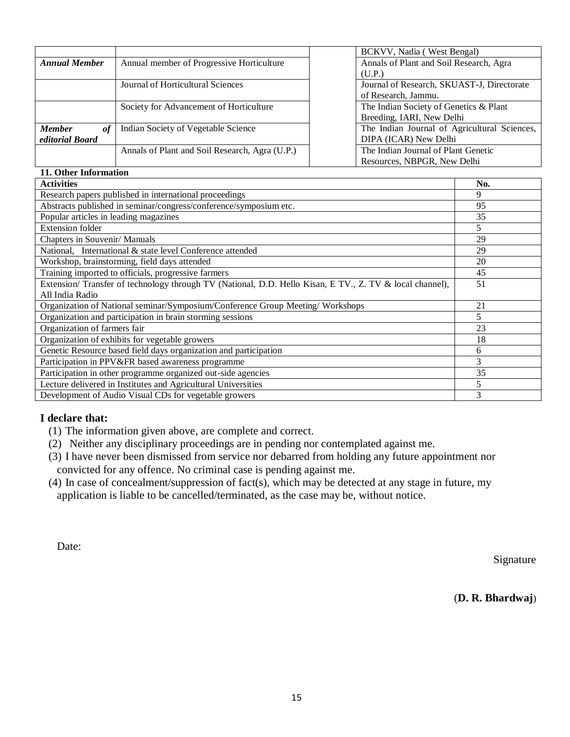| | | | |
|---|---|---|---|
| | | | BCKVV, Nadia ( West Bengal) |
| ***Annual Member*** | Annual member of Progressive Horticulture | | Annals of Plant and Soil Research, Agra (U.P.) |
| | Journal of Horticultural Sciences | | Journal of Research, SKUAST-J, Directorate of Research, Jammu. |
| | Society for Advancement of Horticulture | | The Indian Society of Genetics & Plant Breeding, IARI, New Delhi |
| ***Member of editorial Board*** | Indian Society of Vegetable Science | | The Indian Journal of Agricultural Sciences, DIPA (ICAR) New Delhi |
| | Annals of Plant and Soil Research, Agra (U.P.) | | The Indian Journal of Plant Genetic Resources, NBPGR, New Delhi |

**11. Other Information**

| **Activities** | **No.** |
|---|---|
| Research papers published in international proceedings | 9 |
| Abstracts published in seminar/congress/conference/symposium etc. | 95 |
| Popular articles in leading magazines | 35 |
| Extension folder | 5 |
| Chapters in Souvenir/ Manuals | 29 |
| National, International & state level Conference attended | 29 |
| Workshop, brainstorming, field days attended | 20 |
| Training imported to officials, progressive farmers | 45 |
| Extension/ Transfer of technology through TV (National, D.D. Hello Kisan, E TV., Z. TV & local channel), All India Radio | 51 |
| Organization of National seminar/Symposium/Conference Group Meeting/ Workshops | 21 |
| Organization and participation in brain storming sessions | 5 |
| Organization of farmers fair | 23 |
| Organization of exhibits for vegetable growers | 18 |
| Genetic Resource based field days organization and participation | 6 |
| Participation in PPV&FR based awareness programme | 3 |
| Participation in other programme organized out-side agencies | 35 |
| Lecture delivered in Institutes and Agricultural Universities | 5 |
| Development of Audio Visual CDs for vegetable growers | 3 |

**I declare that:**

(1) The information given above, are complete and correct.
(2) Neither any disciplinary proceedings are in pending nor contemplated against me.
(3) I have never been dismissed from service nor debarred from holding any future appointment nor convicted for any offence. No criminal case is pending against me.
(4) In case of concealment/suppression of fact(s), which may be detected at any stage in future, my application is liable to be cancelled/terminated, as the case may be, without notice.

Date:

Signature

(**D. R. Bhardwaj**)